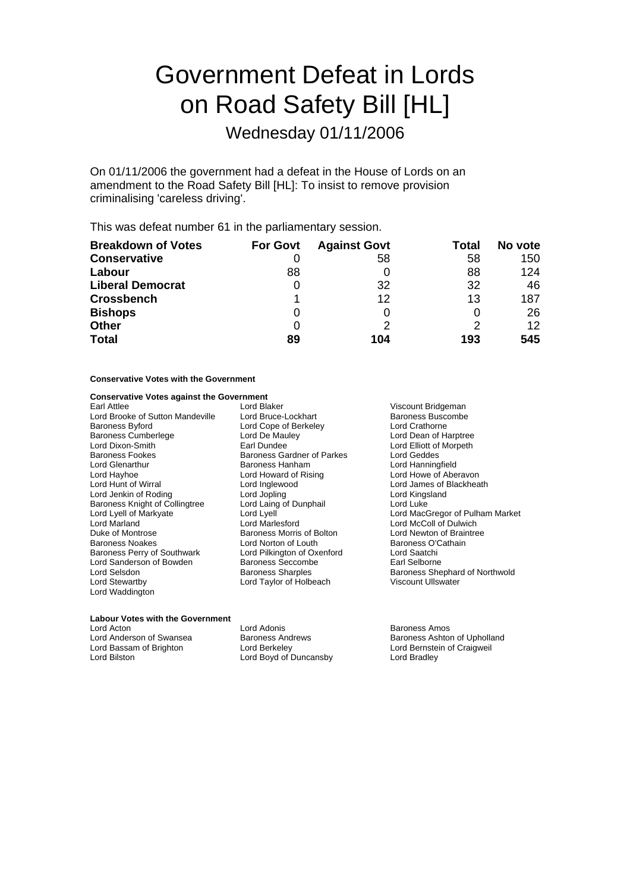# Government Defeat in Lords on Road Safety Bill [HL]

## Wednesday 01/11/2006

On 01/11/2006 the government had a defeat in the House of Lords on an amendment to the Road Safety Bill [HL]: To insist to remove provision criminalising 'careless driving'.

This was defeat number 61 in the parliamentary session.

| **Breakdown of Votes** | **For Govt** | **Against Govt** | **Total** | **No vote** |
|---|---|---|---|---|
| **Conservative** | 0 | 58 | 58 | 150 |
| **Labour** | 88 | 0 | 88 | 124 |
| **Liberal Democrat** | 0 | 32 | 32 | 46 |
| **Crossbench** | 1 | 12 | 13 | 187 |
| **Bishops** | 0 | 0 | 0 | 26 |
| **Other** | 0 | 2 | 2 | 12 |
| **Total** | **89** | **104** | **193** | **545** |

**Conservative Votes with the Government**

**Conservative Votes against the Government**

Earl Attlee
Lord Blaker
Viscount Bridgeman
Lord Brooke of Sutton Mandeville
Lord Bruce-Lockhart
Baroness Buscombe
Baroness Byford
Lord Cope of Berkeley
Lord Crathorne
Baroness Cumberlege
Lord De Mauley
Lord Dean of Harptree
Lord Dixon-Smith
Earl Dundee
Lord Elliott of Morpeth
Baroness Fookes
Baroness Gardner of Parkes
Lord Geddes
Lord Glenarthur
Baroness Hanham
Lord Hanningfield
Lord Hayhoe
Lord Howard of Rising
Lord Howe of Aberavon
Lord Hunt of Wirral
Lord Inglewood
Lord James of Blackheath
Lord Jenkin of Roding
Lord Jopling
Lord Kingsland
Baroness Knight of Collingtree
Lord Laing of Dunphail
Lord Luke
Lord Lyell of Markyate
Lord Lyell
Lord MacGregor of Pulham Market
Lord Marland
Lord Marlesford
Lord McColl of Dulwich
Duke of Montrose
Baroness Morris of Bolton
Lord Newton of Braintree
Baroness Noakes
Lord Norton of Louth
Baroness O'Cathain
Baroness Perry of Southwark
Lord Pilkington of Oxenford
Lord Saatchi
Lord Sanderson of Bowden
Baroness Seccombe
Earl Selborne
Lord Selsdon
Baroness Sharples
Baroness Shephard of Northwold
Lord Stewartby
Lord Taylor of Holbeach
Viscount Ullswater
Lord Waddington

**Labour Votes with the Government**

Lord Acton
Lord Adonis
Baroness Amos
Lord Anderson of Swansea
Baroness Andrews
Baroness Ashton of Upholland
Lord Bassam of Brighton
Lord Berkeley
Lord Bernstein of Craigweil
Lord Bilston
Lord Boyd of Duncansby
Lord Bradley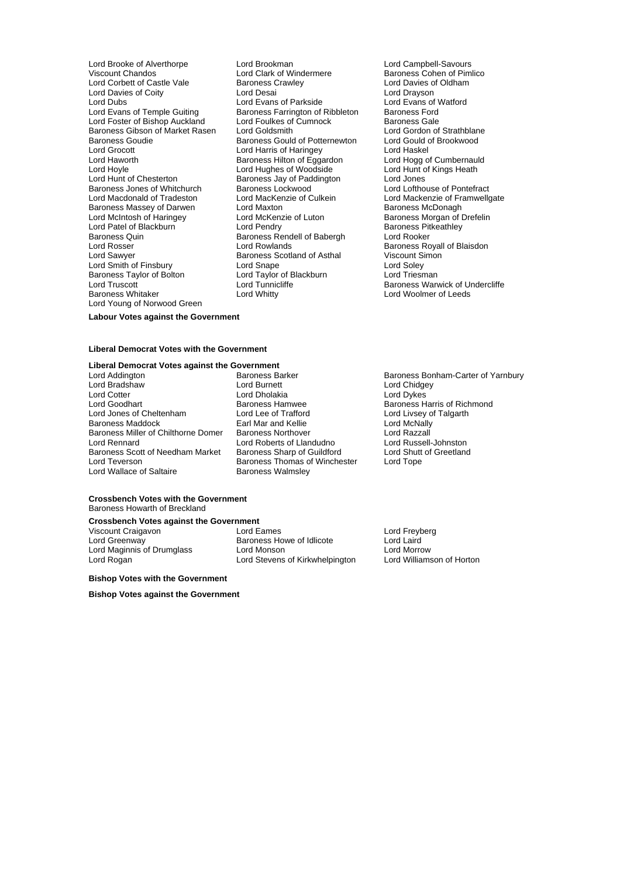Lord Brooke of Alverthorpe
Lord Brookman
Lord Campbell-Savours
Viscount Chandos
Lord Clark of Windermere
Baroness Cohen of Pimlico
Lord Corbett of Castle Vale
Baroness Crawley
Lord Davies of Oldham
Lord Davies of Coity
Lord Desai
Lord Drayson
Lord Dubs
Lord Evans of Parkside
Lord Evans of Watford
Lord Evans of Temple Guiting
Baroness Farrington of Ribbleton
Baroness Ford
Lord Foster of Bishop Auckland
Lord Foulkes of Cumnock
Baroness Gale
Baroness Gibson of Market Rasen
Lord Goldsmith
Lord Gordon of Strathblane
Baroness Goudie
Baroness Gould of Potternewton
Lord Gould of Brookwood
Lord Grocott
Lord Harris of Haringey
Lord Haskel
Lord Haworth
Baroness Hilton of Eggardon
Lord Hogg of Cumbernauld
Lord Hoyle
Lord Hughes of Woodside
Lord Hunt of Kings Heath
Lord Hunt of Chesterton
Baroness Jay of Paddington
Lord Jones
Baroness Jones of Whitchurch
Baroness Lockwood
Lord Lofthouse of Pontefract
Lord Macdonald of Tradeston
Lord MacKenzie of Culkein
Lord Mackenzie of Framwellgate
Baroness Massey of Darwen
Lord Maxton
Baroness McDonagh
Lord McIntosh of Haringey
Lord McKenzie of Luton
Baroness Morgan of Drefelin
Lord Patel of Blackburn
Lord Pendry
Baroness Pitkeathley
Baroness Quin
Baroness Rendell of Babergh
Lord Rooker
Lord Rosser
Lord Rowlands
Baroness Royall of Blaisdon
Lord Sawyer
Baroness Scotland of Asthal
Viscount Simon
Lord Smith of Finsbury
Lord Snape
Lord Soley
Baroness Taylor of Bolton
Lord Taylor of Blackburn
Lord Triesman
Lord Truscott
Lord Tunnicliffe
Baroness Warwick of Undercliffe
Baroness Whitaker
Lord Whitty
Lord Woolmer of Leeds
Lord Young of Norwood Green

**Labour Votes against the Government**

**Liberal Democrat Votes with the Government**

**Liberal Democrat Votes against the Government**

Lord Addington
Baroness Barker
Baroness Bonham-Carter of Yarnbury
Lord Bradshaw
Lord Burnett
Lord Chidgey
Lord Cotter
Lord Dholakia
Lord Dykes
Lord Goodhart
Baroness Hamwee
Baroness Harris of Richmond
Lord Jones of Cheltenham
Lord Lee of Trafford
Lord Livsey of Talgarth
Baroness Maddock
Earl Mar and Kellie
Lord McNally
Baroness Miller of Chilthorne Domer
Baroness Northover
Lord Razzall
Lord Rennard
Lord Roberts of Llandudno
Lord Russell-Johnston
Baroness Scott of Needham Market
Baroness Sharp of Guildford
Lord Shutt of Greetland
Lord Teverson
Baroness Thomas of Winchester
Lord Tope
Lord Wallace of Saltaire
Baroness Walmsley

**Crossbench Votes with the Government**

Baroness Howarth of Breckland

**Crossbench Votes against the Government**

Viscount Craigavon
Lord Eames
Lord Freyberg
Lord Greenway
Baroness Howe of Idlicote
Lord Laird
Lord Maginnis of Drumglass
Lord Monson
Lord Morrow
Lord Rogan
Lord Stevens of Kirkwhelpington
Lord Williamson of Horton

**Bishop Votes with the Government**

**Bishop Votes against the Government**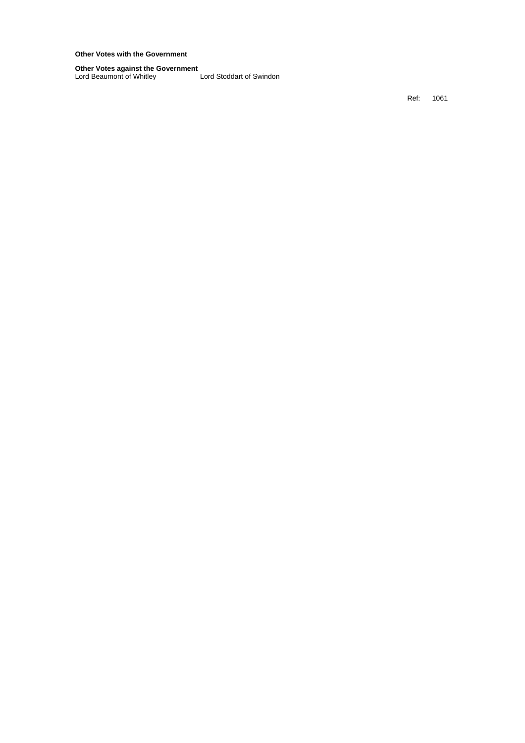**Other Votes with the Government**

**Other Votes against the Government**

| | |
|---|---|
| Lord Beaumont of Whitley | Lord Stoddart of Swindon |

Ref: 1061